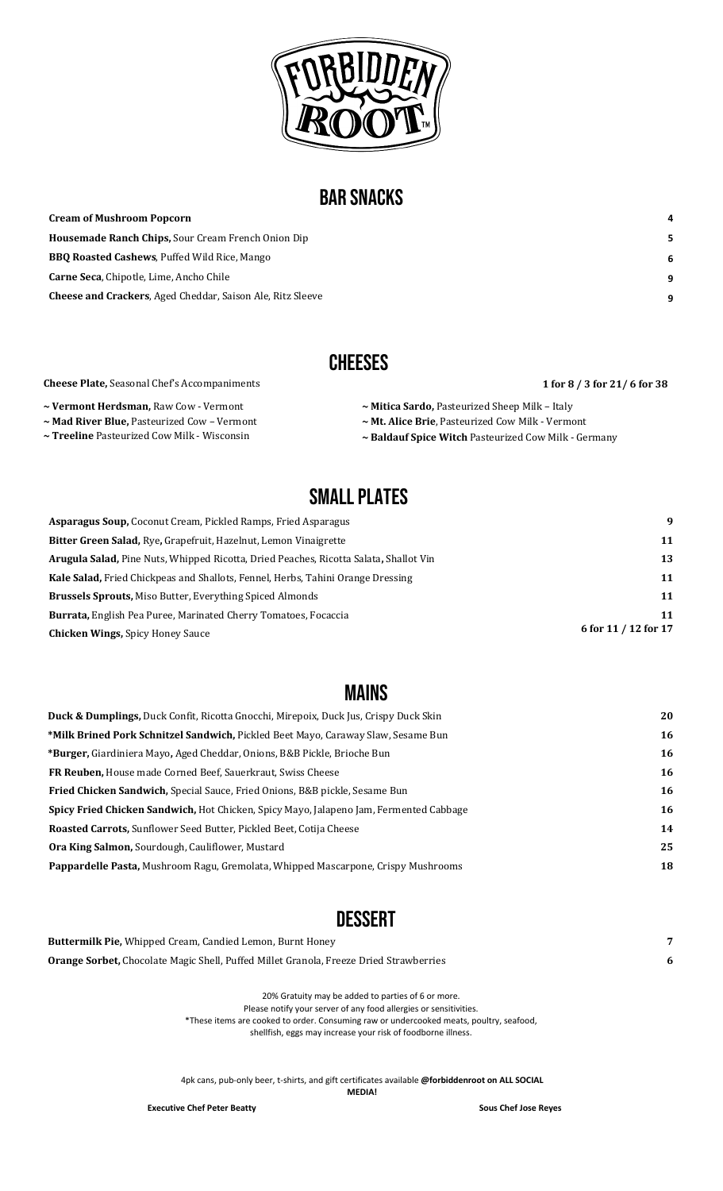# Forbidden Root

## Bar Snacks

| Item | Price |
|---|---|
| **Cream of Mushroom Popcorn** | 4 |
| **Housemade Ranch Chips,** Sour Cream French Onion Dip | 5 |
| **BBQ Roasted Cashews**, Puffed Wild Rice, Mango | 6 |
| **Carne Seca**, Chipotle, Lime, Ancho Chile | 9 |
| **Cheese and Crackers**, Aged Cheddar, Saison Ale, Ritz Sleeve | 9 |

## Cheeses

**Cheese Plate,** Seasonal Chef's Accompaniments — **1 for 8 / 3 for 21/ 6 for 38**

- **Vermont Herdsman,** Raw Cow - Vermont
- **Mad River Blue,** Pasteurized Cow – Vermont
- **Treeline** Pasteurized Cow Milk - Wisconsin
- **Mitica Sardo,** Pasteurized Sheep Milk – Italy
- **Mt. Alice Brie**, Pasteurized Cow Milk - Vermont
- **Baldauf Spice Witch** Pasteurized Cow Milk - Germany

## Small Plates

| Item | Price |
|---|---|
| **Asparagus Soup,** Coconut Cream, Pickled Ramps, Fried Asparagus | 9 |
| **Bitter Green Salad,** Rye**,** Grapefruit, Hazelnut, Lemon Vinaigrette | 11 |
| **Arugula Salad,** Pine Nuts, Whipped Ricotta, Dried Peaches, Ricotta Salata**,** Shallot Vin | 13 |
| **Kale Salad,** Fried Chickpeas and Shallots, Fennel, Herbs, Tahini Orange Dressing | 11 |
| **Brussels Sprouts,** Miso Butter, Everything Spiced Almonds | 11 |
| **Burrata,** English Pea Puree, Marinated Cherry Tomatoes, Focaccia | 11 |
| **Chicken Wings,** Spicy Honey Sauce | 6 for 11 / 12 for 17 |

## Mains

| Item | Price |
|---|---|
| **Duck & Dumplings,** Duck Confit, Ricotta Gnocchi, Mirepoix, Duck Jus, Crispy Duck Skin | 20 |
| **\*Milk Brined Pork Schnitzel Sandwich,** Pickled Beet Mayo, Caraway Slaw, Sesame Bun | 16 |
| **\*Burger,** Giardiniera Mayo**,** Aged Cheddar, Onions, B&B Pickle, Brioche Bun | 16 |
| **FR Reuben,** House made Corned Beef, Sauerkraut, Swiss Cheese | 16 |
| **Fried Chicken Sandwich,** Special Sauce, Fried Onions, B&B pickle, Sesame Bun | 16 |
| **Spicy Fried Chicken Sandwich,** Hot Chicken, Spicy Mayo, Jalapeno Jam, Fermented Cabbage | 16 |
| **Roasted Carrots,** Sunflower Seed Butter, Pickled Beet, Cotija Cheese | 14 |
| **Ora King Salmon,** Sourdough, Cauliflower, Mustard | 25 |
| **Pappardelle Pasta,** Mushroom Ragu, Gremolata, Whipped Mascarpone, Crispy Mushrooms | 18 |

## Dessert

| Item | Price |
|---|---|
| **Buttermilk Pie,** Whipped Cream, Candied Lemon, Burnt Honey | 7 |
| **Orange Sorbet,** Chocolate Magic Shell, Puffed Millet Granola, Freeze Dried Strawberries | 6 |

20% Gratuity may be added to parties of 6 or more.
Please notify your server of any food allergies or sensitivities.
*These items are cooked to order. Consuming raw or undercooked meats, poultry, seafood, shellfish, eggs may increase your risk of foodborne illness.

4pk cans, pub-only beer, t-shirts, and gift certificates available **@forbiddenroot on ALL SOCIAL MEDIA!**

**Executive Chef Peter Beatty** — **Sous Chef Jose Reyes**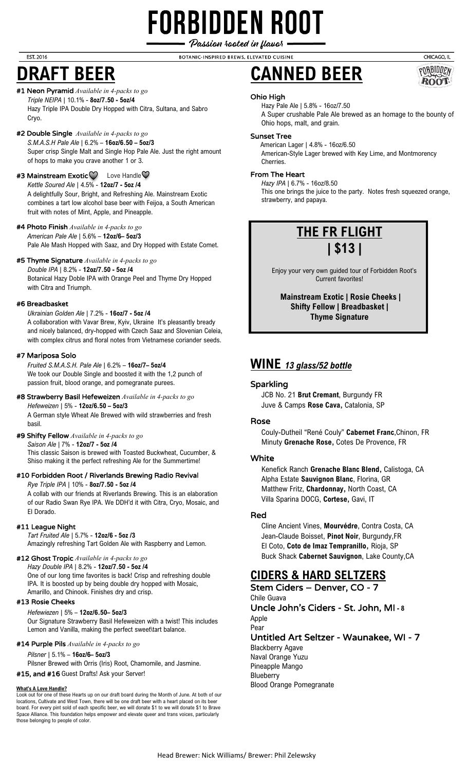# FORBIDDEN ROOT

*Passion rooted in flavor*

EST. 2016 — BOTANIC-INSPIRED BREWS, ELEVATED CUISINE — CHICAGO, IL

## DRAFT BEER

**#1 Neon Pyramid** *Available in 4-packs to go*
*Triple NEIPA* | 10.1% - **8oz/7.50 - 5oz/4**
Hazy Triple IPA Double Dry Hopped with Citra, Sultana, and Sabro Cryo.

**#2 Double Single** *Available in 4-packs to go*
*S.M.A.S.H Pale Ale* | 6.2% – **16oz/6.50 – 5oz/3**
Super crisp Single Malt and Single Hop Pale Ale. Just the right amount of hops to make you crave another 1 or 3.

**#3 Mainstream Exotic** ♡ Love Handle ♡
*Kettle Soured Ale* | 4.5% - **12oz/7 - 5oz /4**
A delightfully Sour, Bright, and Refreshing Ale. Mainstream Exotic combines a tart low alcohol base beer with Feijoa, a South American fruit with notes of Mint, Apple, and Pineapple.

**#4 Photo Finish** *Available in 4-packs to go*
*American Pale Ale* | 5.6% – **12oz/6– 5oz/3**
Pale Ale Mash Hopped with Saaz, and Dry Hopped with Estate Comet.

**#5 Thyme Signature** *Available in 4-packs to go*
*Double IPA* | 8.2% - **12oz/7.50 - 5oz /4**
Botanical Hazy Doble IPA with Orange Peel and Thyme Dry Hopped with Citra and Triumph.

**#6 Breadbasket**
*Ukrainian Golden Ale* | 7.2% - **16oz/7 - 5oz /4**
A collaboration with Vavar Brew, Kyiv, Ukraine It's pleasantly bready and nicely balanced, dry-hopped with Czech Saaz and Slovenian Celeia, with complex citrus and floral notes from Vietnamese coriander seeds.

**#7 Mariposa Solo**
*Fruited S.M.A.S.H. Pale Ale* | 6.2% – **16oz/7– 5oz/4**
We took our Double Single and boosted it with the 1,2 punch of passion fruit, blood orange, and pomegranate purees.

**#8 Strawberry Basil Hefeweizen** *Available in 4-packs to go*
*Hefeweizen* | 5% - **12oz/6.50 – 5oz/3**
A German style Wheat Ale Brewed with wild strawberries and fresh basil.

**#9 Shifty Fellow** *Available in 4-packs to go*
*Saison Ale* | 7% - **12oz/7 - 5oz /4**
This classic Saison is brewed with Toasted Buckwheat, Cucumber, & Shiso making it the perfect refreshing Ale for the Summertime!

**#10 Forbidden Root / Riverlands Brewing Radio Revival**
*Rye Triple IPA* | 10% - **8oz/7.50 - 5oz /4**
A collab with our friends at Riverlands Brewing. This is an elaboration of our Radio Swan Rye IPA. We DDH'd it with Citra, Cryo, Mosaic, and El Dorado.

**#11 League Night**
*Tart Fruited Ale* | 5.7% - **12oz/6 - 5oz /3**
Amazingly refreshing Tart Golden Ale with Raspberry and Lemon.

**#12 Ghost Tropic** *Available in 4-packs to go*
*Hazy Double IPA* | 8.2% - **12oz/7.50 - 5oz /4**
One of our long time favorites is back! Crisp and refreshing double IPA. It is boosted up by being double dry hopped with Mosaic, Amarillo, and Chinook. Finishes dry and crisp.

**#13 Rosie Cheeks**
*Hefewiezen* | 5% – **12oz/6.50– 5oz/3**
Our Signature Strawberry Basil Hefeweizen with a twist! This includes Lemon and Vanilla, making the perfect sweet\tart balance.

**#14 Purple Pils** *Available in 4-packs to go*
*Pilsner* | 5.1% – **16oz/6– 5oz/3**
Pilsner Brewed with Orris (Iris) Root, Chamomile, and Jasmine.

**#15, and #16** Guest Drafts! Ask your Server!

**What's A Love Handle?**
Look out for one of these Hearts up on our draft board during the Month of June. At both of our locations, Cultivate and West Town, there will be one draft beer with a heart placed on its beer board. For every pint sold of each specific beer, we will donate $1 to we will donate $1 to Brave Space Alliance. This foundation helps empower and elevate queer and trans voices, particularly those belonging to people of color.

## CANNED BEER

**Ohio High**
Hazy Pale Ale | 5.8% - 16oz/7.50
A Super crushable Pale Ale brewed as an homage to the bounty of Ohio hops, malt, and grain.

**Sunset Tree**
American Lager | 4.8% - 16oz/6.50
American-Style Lager brewed with Key Lime, and Montmorency Cherries.

**From The Heart**
*Hazy IPA* | 6.7% - 16oz/8.50
This one brings the juice to the party. Notes fresh squeezed orange, strawberry, and papaya.

## THE FR FLIGHT | $13 |

Enjoy your very own guided tour of Forbidden Root's Current favorites!

**Mainstream Exotic | Rosie Cheeks | Shifty Fellow | Breadbasket | Thyme Signature**

## WINE *13 glass/52 bottle*

### Sparkling
JCB No. 21 **Brut Cremant**, Burgundy FR
Juve & Camps **Rose Cava,** Catalonia, SP

### Rose
Couly-Dutheil "René Couly" **Cabernet Franc**,Chinon, FR
Minuty **Grenache Rose,** Cotes De Provence, FR

### White
Kenefick Ranch **Grenache Blanc Blend,** Calistoga, CA
Alpha Estate **Sauvignon Blanc**, Florina, GR
Matthew Fritz, **Chardonnay,** North Coast, CA
Villa Sparina DOCG, **Cortese,** Gavi, IT

### Red
Cline Ancient Vines, **Mourvédre**, Contra Costa, CA
Jean-Claude Boisset, **Pinot Noir**, Burgundy,FR
El Coto, **Coto de Imaz Tempranillo,** Rioja, SP
Buck Shack **Cabernet Sauvignon**, Lake County,CA

## CIDERS & HARD SELTZERS

**Stem Ciders – Denver, CO - 7**
Chile Guava

**Uncle John's Ciders - St. John, MI - 8**
Apple
Pear

**Untitled Art Seltzer - Waunakee, WI - 7**
Blackberry Agave
Naval Orange Yuzu
Pineapple Mango
Blueberry
Blood Orange Pomegranate

Head Brewer: Nick Williams/ Brewer: Phil Zelewsky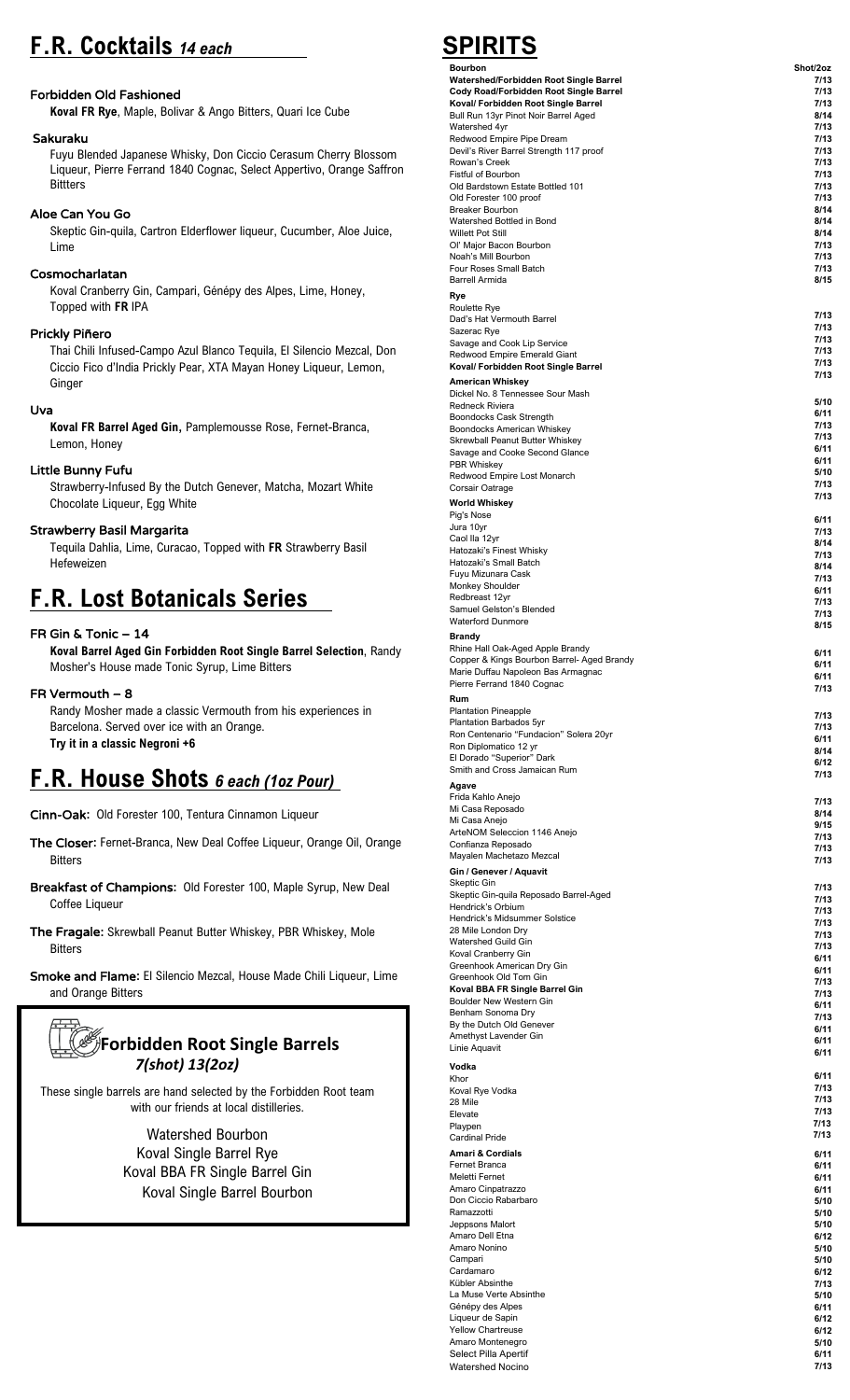# F.R. Cocktails *14 each*

### Forbidden Old Fashioned

**Koval FR Rye**, Maple, Bolivar & Ango Bitters, Quari Ice Cube

### Sakuraku

Fuyu Blended Japanese Whisky, Don Ciccio Cerasum Cherry Blossom Liqueur, Pierre Ferrand 1840 Cognac, Select Appertivo, Orange Saffron Bittters

### Aloe Can You Go

Skeptic Gin-quila, Cartron Elderflower liqueur, Cucumber, Aloe Juice, Lime

### Cosmocharlatan

Koval Cranberry Gin, Campari, Génépy des Alpes, Lime, Honey, Topped with **FR** IPA

### Prickly Piñero

Thai Chili Infused-Campo Azul Blanco Tequila, El Silencio Mezcal, Don Ciccio Fico d'India Prickly Pear, XTA Mayan Honey Liqueur, Lemon, Ginger

### Uva

**Koval FR Barrel Aged Gin,** Pamplemousse Rose, Fernet-Branca, Lemon, Honey

### Little Bunny Fufu

Strawberry-Infused By the Dutch Genever, Matcha, Mozart White Chocolate Liqueur, Egg White

### Strawberry Basil Margarita

Tequila Dahlia, Lime, Curacao, Topped with **FR** Strawberry Basil Hefeweizen

# F.R. Lost Botanicals Series

### FR Gin & Tonic – 14

**Koval Barrel Aged Gin Forbidden Root Single Barrel Selection**, Randy Mosher's House made Tonic Syrup, Lime Bitters

### FR Vermouth – 8

Randy Mosher made a classic Vermouth from his experiences in Barcelona. Served over ice with an Orange.
**Try it in a classic Negroni +6**

# F.R. House Shots *6 each (1oz Pour)*

**Cinn-Oak:** Old Forester 100, Tentura Cinnamon Liqueur

**The Closer:** Fernet-Branca, New Deal Coffee Liqueur, Orange Oil, Orange Bitters

**Breakfast of Champions:** Old Forester 100, Maple Syrup, New Deal Coffee Liqueur

**The Fragale:** Skrewball Peanut Butter Whiskey, PBR Whiskey, Mole Bitters

**Smoke and Flame:** El Silencio Mezcal, House Made Chili Liqueur, Lime and Orange Bitters

## Forbidden Root Single Barrels
### *7(shot) 13(2oz)*

These single barrels are hand selected by the Forbidden Root team with our friends at local distilleries.

Watershed Bourbon
Koval Single Barrel Rye
Koval BBA FR Single Barrel Gin
Koval Single Barrel Bourbon

# SPIRITS

| **Bourbon** | **Shot/2oz** |
|---|---|
| **Watershed/Forbidden Root Single Barrel** | **7/13** |
| **Cody Road/Forbidden Root Single Barrel** | **7/13** |
| **Koval/ Forbidden Root Single Barrel** | **7/13** |
| Bull Run 13yr Pinot Noir Barrel Aged | 8/14 |
| Watershed 4yr | 7/13 |
| Redwood Empire Pipe Dream | 7/13 |
| Devil's River Barrel Strength 117 proof | 7/13 |
| Rowan's Creek | 7/13 |
| Fistful of Bourbon | 7/13 |
| Old Bardstown Estate Bottled 101 | 7/13 |
| Old Forester 100 proof | 7/13 |
| Breaker Bourbon | 8/14 |
| Watershed Bottled in Bond | 8/14 |
| Willett Pot Still | 8/14 |
| Ol' Major Bacon Bourbon | 7/13 |
| Noah's Mill Bourbon | 7/13 |
| Four Roses Small Batch | 7/13 |
| Barrell Armida | 8/15 |
| **Rye** | |
| Roulette Rye | 7/13 |
| Dad's Hat Vermouth Barrel | 7/13 |
| Sazerac Rye | 7/13 |
| Savage and Cook Lip Service | 7/13 |
| Redwood Empire Emerald Giant | 7/13 |
| **Koval/ Forbidden Root Single Barrel** | 7/13 |
| **American Whiskey** | |
| Dickel No. 8 Tennessee Sour Mash | 5/10 |
| Redneck Riviera | 6/11 |
| Boondocks Cask Strength | 7/13 |
| Boondocks American Whiskey | 7/13 |
| Skrewball Peanut Butter Whiskey | 6/11 |
| Savage and Cooke Second Glance | 6/11 |
| PBR Whiskey | 5/10 |
| Redwood Empire Lost Monarch | 7/13 |
| Corsair Oatrage | 7/13 |
| **World Whiskey** | |
| Pig's Nose | 6/11 |
| Jura 10yr | 7/13 |
| Caol Ila 12yr | 8/14 |
| Hatozaki's Finest Whisky | 7/13 |
| Hatozaki's Small Batch | 8/14 |
| Fuyu Mizunara Cask | 7/13 |
| Monkey Shoulder | 6/11 |
| Redbreast 12yr | 7/13 |
| Samuel Gelston's Blended | 7/13 |
| Waterford Dunmore | 8/15 |
| **Brandy** | |
| Rhine Hall Oak-Aged Apple Brandy | 6/11 |
| Copper & Kings Bourbon Barrel- Aged Brandy | 6/11 |
| Marie Duffau Napoleon Bas Armagnac | 6/11 |
| Pierre Ferrand 1840 Cognac | 7/13 |
| **Rum** | |
| Plantation Pineapple | 7/13 |
| Plantation Barbados 5yr | 7/13 |
| Ron Centenario "Fundacion" Solera 20yr | 6/11 |
| Ron Diplomatico 12 yr | 8/14 |
| El Dorado "Superior" Dark | 6/12 |
| Smith and Cross Jamaican Rum | 7/13 |
| **Agave** | |
| Frida Kahlo Anejo | 7/13 |
| Mi Casa Reposado | 8/14 |
| Mi Casa Anejo | 9/15 |
| ArteNOM Seleccion 1146 Anejo | 7/13 |
| Confianza Reposado | 7/13 |
| Mayalen Machetazo Mezcal | 7/13 |
| **Gin / Genever / Aquavit** | |
| Skeptic Gin | 7/13 |
| Skeptic Gin-quila Reposado Barrel-Aged | 7/13 |
| Hendrick's Orbium | 7/13 |
| Hendrick's Midsummer Solstice | 7/13 |
| 28 Mile London Dry | 7/13 |
| Watershed Guild Gin | 7/13 |
| Koval Cranberry Gin | 6/11 |
| Greenhook American Dry Gin | 6/11 |
| Greenhook Old Tom Gin | 7/13 |
| **Koval BBA FR Single Barrel Gin** | 7/13 |
| Boulder New Western Gin | 6/11 |
| Benham Sonoma Dry | 7/13 |
| By the Dutch Old Genever | 6/11 |
| Amethyst Lavender Gin | 6/11 |
| Linie Aquavit | 6/11 |
| **Vodka** | |
| Khor | 6/11 |
| Koval Rye Vodka | 7/13 |
| 28 Mile | 7/13 |
| Elevate | 7/13 |
| Playpen | 7/13 |
| Cardinal Pride | 7/13 |
| **Amari & Cordials** | 6/11 |
| Fernet Branca | 6/11 |
| Meletti Fernet | 6/11 |
| Amaro Cinpatrazzo | 6/11 |
| Don Ciccio Rabarbaro | 5/10 |
| Ramazzotti | 5/10 |
| Jeppsons Malort | 5/10 |
| Amaro Dell Etna | 6/12 |
| Amaro Nonino | 5/10 |
| Campari | 5/10 |
| Cardamaro | 6/12 |
| Kübler Absinthe | 7/13 |
| La Muse Verte Absinthe | 5/10 |
| Génépy des Alpes | 6/11 |
| Liqueur de Sapin | 6/12 |
| Yellow Chartreuse | 6/12 |
| Amaro Montenegro | 5/10 |
| Select Pilla Apertif | 6/11 |
| Watershed Nocino | 7/13 |